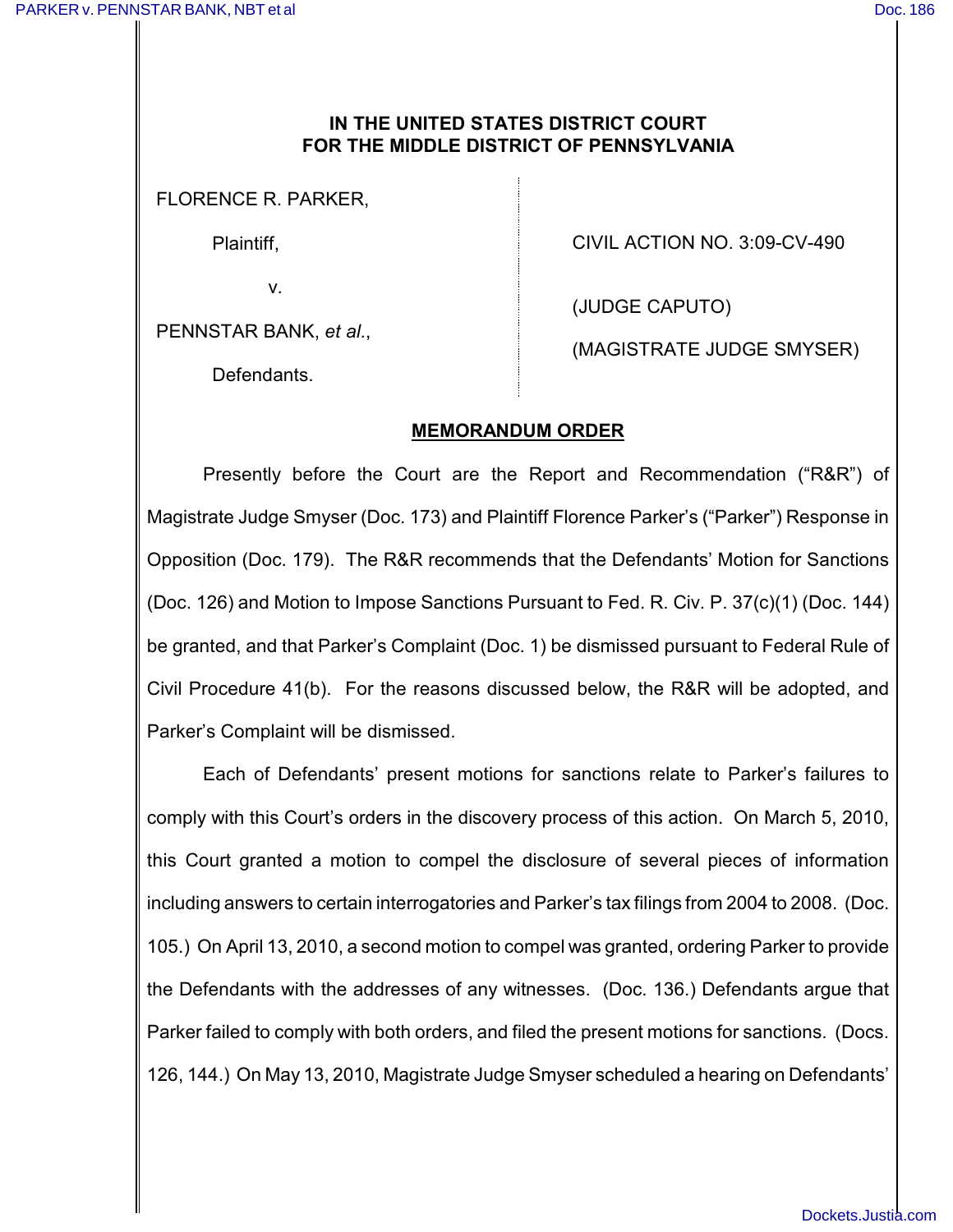**IN THE UNITED STATES DISTRICT COURT**
**FOR THE MIDDLE DISTRICT OF PENNSYLVANIA**

| | |
|---|---|
| FLORENCE R. PARKER, | |
| Plaintiff, | CIVIL ACTION NO. 3:09-CV-490 |
| v. | (JUDGE CAPUTO) |
| PENNSTAR BANK, *et al.*, | (MAGISTRATE JUDGE SMYSER) |
| Defendants. | |

**MEMORANDUM ORDER**

Presently before the Court are the Report and Recommendation ("R&R") of Magistrate Judge Smyser (Doc. 173) and Plaintiff Florence Parker's ("Parker") Response in Opposition (Doc. 179). The R&R recommends that the Defendants' Motion for Sanctions (Doc. 126) and Motion to Impose Sanctions Pursuant to Fed. R. Civ. P. 37(c)(1) (Doc. 144) be granted, and that Parker's Complaint (Doc. 1) be dismissed pursuant to Federal Rule of Civil Procedure 41(b). For the reasons discussed below, the R&R will be adopted, and Parker's Complaint will be dismissed.

Each of Defendants' present motions for sanctions relate to Parker's failures to comply with this Court's orders in the discovery process of this action. On March 5, 2010, this Court granted a motion to compel the disclosure of several pieces of information including answers to certain interrogatories and Parker's tax filings from 2004 to 2008. (Doc. 105.) On April 13, 2010, a second motion to compel was granted, ordering Parker to provide the Defendants with the addresses of any witnesses. (Doc. 136.) Defendants argue that Parker failed to comply with both orders, and filed the present motions for sanctions. (Docs. 126, 144.) On May 13, 2010, Magistrate Judge Smyser scheduled a hearing on Defendants'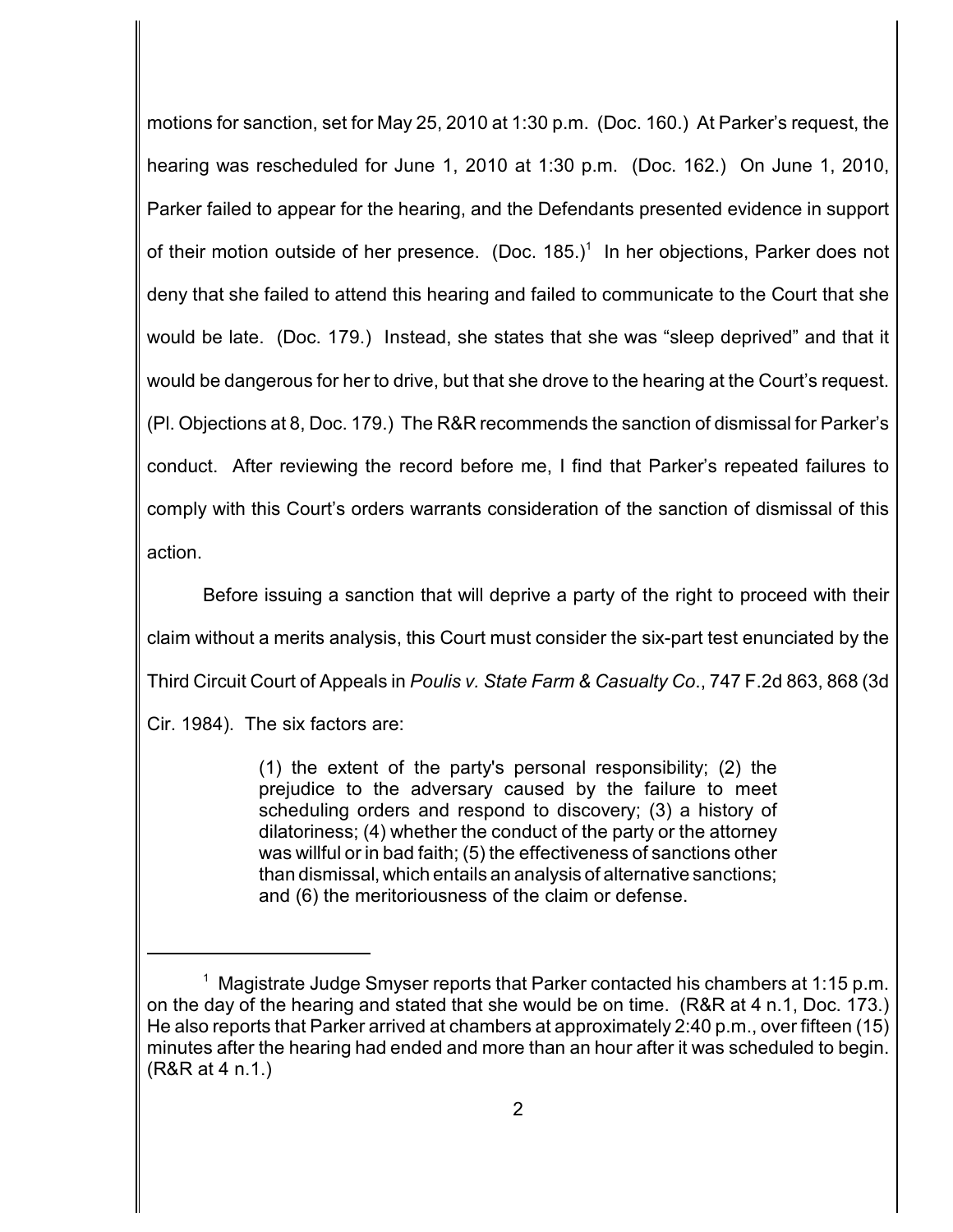motions for sanction, set for May 25, 2010 at 1:30 p.m. (Doc. 160.) At Parker's request, the hearing was rescheduled for June 1, 2010 at 1:30 p.m. (Doc. 162.) On June 1, 2010, Parker failed to appear for the hearing, and the Defendants presented evidence in support of their motion outside of her presence. (Doc. 185.)[1] In her objections, Parker does not deny that she failed to attend this hearing and failed to communicate to the Court that she would be late. (Doc. 179.) Instead, she states that she was "sleep deprived" and that it would be dangerous for her to drive, but that she drove to the hearing at the Court's request. (Pl. Objections at 8, Doc. 179.) The R&R recommends the sanction of dismissal for Parker's conduct. After reviewing the record before me, I find that Parker's repeated failures to comply with this Court's orders warrants consideration of the sanction of dismissal of this action.

Before issuing a sanction that will deprive a party of the right to proceed with their claim without a merits analysis, this Court must consider the six-part test enunciated by the Third Circuit Court of Appeals in *Poulis v. State Farm & Casualty Co*., 747 F.2d 863, 868 (3d Cir. 1984). The six factors are:

> (1) the extent of the party's personal responsibility; (2) the prejudice to the adversary caused by the failure to meet scheduling orders and respond to discovery; (3) a history of dilatoriness; (4) whether the conduct of the party or the attorney was willful or in bad faith; (5) the effectiveness of sanctions other than dismissal, which entails an analysis of alternative sanctions; and (6) the meritoriousness of the claim or defense.

---

[1] Magistrate Judge Smyser reports that Parker contacted his chambers at 1:15 p.m. on the day of the hearing and stated that she would be on time. (R&R at 4 n.1, Doc. 173.) He also reports that Parker arrived at chambers at approximately 2:40 p.m., over fifteen (15) minutes after the hearing had ended and more than an hour after it was scheduled to begin. (R&R at 4 n.1.)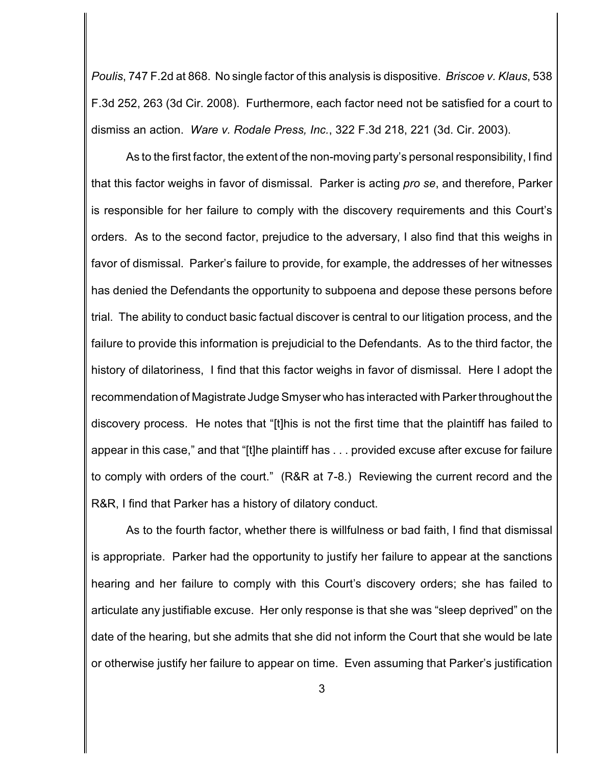*Poulis*, 747 F.2d at 868. No single factor of this analysis is dispositive. *Briscoe v. Klaus*, 538 F.3d 252, 263 (3d Cir. 2008). Furthermore, each factor need not be satisfied for a court to dismiss an action. *Ware v. Rodale Press, Inc.*, 322 F.3d 218, 221 (3d. Cir. 2003).

As to the first factor, the extent of the non-moving party's personal responsibility, I find that this factor weighs in favor of dismissal. Parker is acting *pro se*, and therefore, Parker is responsible for her failure to comply with the discovery requirements and this Court's orders. As to the second factor, prejudice to the adversary, I also find that this weighs in favor of dismissal. Parker's failure to provide, for example, the addresses of her witnesses has denied the Defendants the opportunity to subpoena and depose these persons before trial. The ability to conduct basic factual discover is central to our litigation process, and the failure to provide this information is prejudicial to the Defendants. As to the third factor, the history of dilatoriness, I find that this factor weighs in favor of dismissal. Here I adopt the recommendation of Magistrate Judge Smyser who has interacted with Parker throughout the discovery process. He notes that "[t]his is not the first time that the plaintiff has failed to appear in this case," and that "[t]he plaintiff has . . . provided excuse after excuse for failure to comply with orders of the court." (R&R at 7-8.) Reviewing the current record and the R&R, I find that Parker has a history of dilatory conduct.

As to the fourth factor, whether there is willfulness or bad faith, I find that dismissal is appropriate. Parker had the opportunity to justify her failure to appear at the sanctions hearing and her failure to comply with this Court's discovery orders; she has failed to articulate any justifiable excuse. Her only response is that she was "sleep deprived" on the date of the hearing, but she admits that she did not inform the Court that she would be late or otherwise justify her failure to appear on time. Even assuming that Parker's justification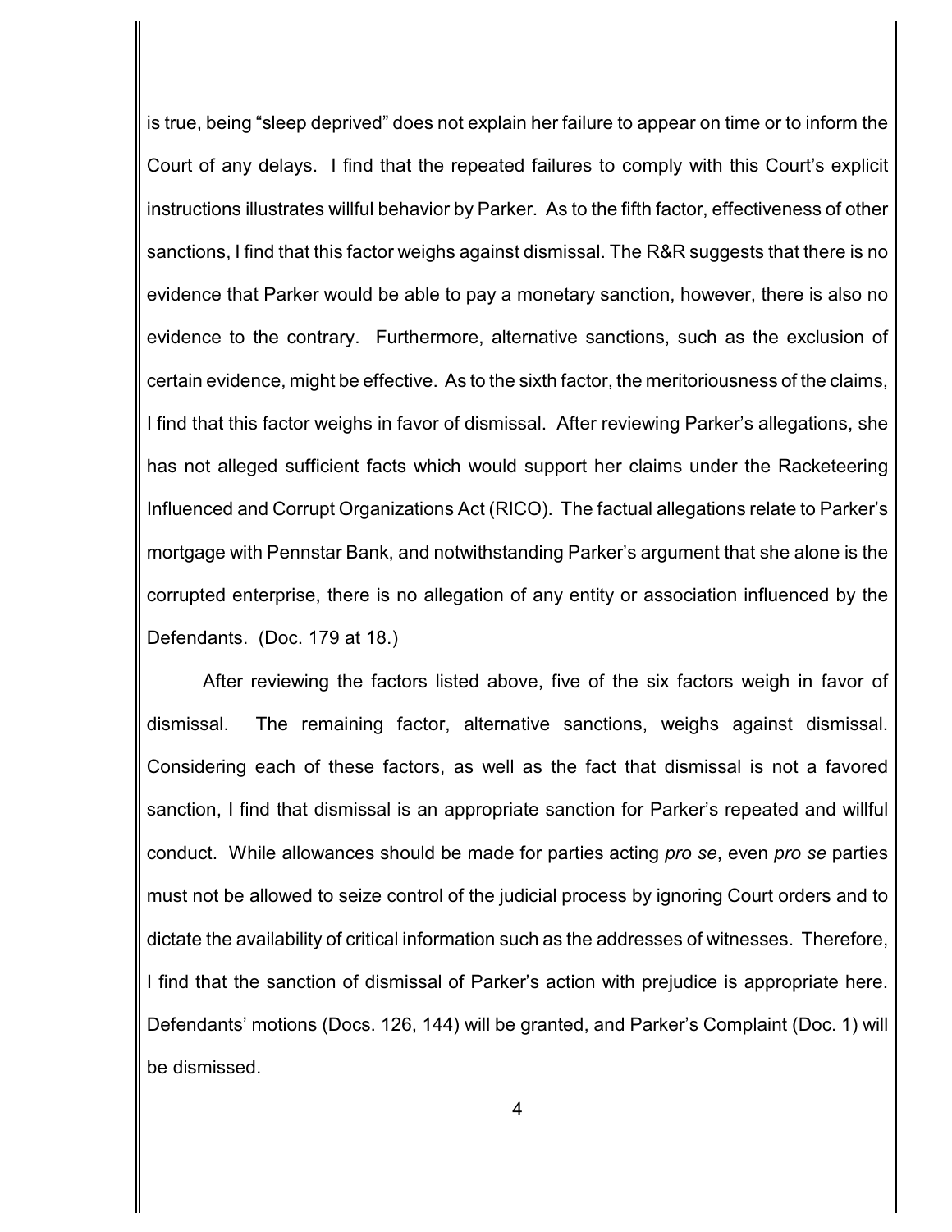is true, being "sleep deprived" does not explain her failure to appear on time or to inform the Court of any delays. I find that the repeated failures to comply with this Court's explicit instructions illustrates willful behavior by Parker. As to the fifth factor, effectiveness of other sanctions, I find that this factor weighs against dismissal. The R&R suggests that there is no evidence that Parker would be able to pay a monetary sanction, however, there is also no evidence to the contrary. Furthermore, alternative sanctions, such as the exclusion of certain evidence, might be effective. As to the sixth factor, the meritoriousness of the claims, I find that this factor weighs in favor of dismissal. After reviewing Parker's allegations, she has not alleged sufficient facts which would support her claims under the Racketeering Influenced and Corrupt Organizations Act (RICO). The factual allegations relate to Parker's mortgage with Pennstar Bank, and notwithstanding Parker's argument that she alone is the corrupted enterprise, there is no allegation of any entity or association influenced by the Defendants. (Doc. 179 at 18.)

After reviewing the factors listed above, five of the six factors weigh in favor of dismissal. The remaining factor, alternative sanctions, weighs against dismissal. Considering each of these factors, as well as the fact that dismissal is not a favored sanction, I find that dismissal is an appropriate sanction for Parker's repeated and willful conduct. While allowances should be made for parties acting *pro se*, even *pro se* parties must not be allowed to seize control of the judicial process by ignoring Court orders and to dictate the availability of critical information such as the addresses of witnesses. Therefore, I find that the sanction of dismissal of Parker's action with prejudice is appropriate here. Defendants' motions (Docs. 126, 144) will be granted, and Parker's Complaint (Doc. 1) will be dismissed.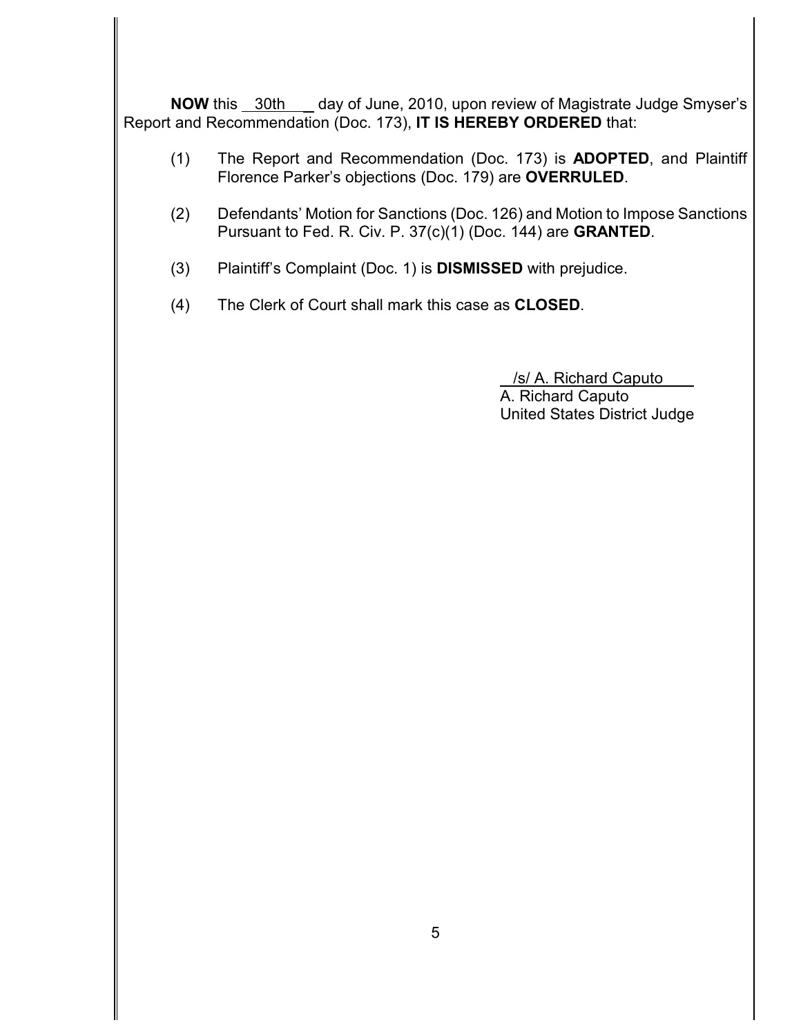**NOW** this 30th day of June, 2010, upon review of Magistrate Judge Smyser's Report and Recommendation (Doc. 173), **IT IS HEREBY ORDERED** that:

(1) The Report and Recommendation (Doc. 173) is **ADOPTED**, and Plaintiff Florence Parker's objections (Doc. 179) are **OVERRULED**.

(2) Defendants' Motion for Sanctions (Doc. 126) and Motion to Impose Sanctions Pursuant to Fed. R. Civ. P. 37(c)(1) (Doc. 144) are **GRANTED**.

(3) Plaintiff's Complaint (Doc. 1) is **DISMISSED** with prejudice.

(4) The Clerk of Court shall mark this case as **CLOSED**.

/s/ A. Richard Caputo
A. Richard Caputo
United States District Judge